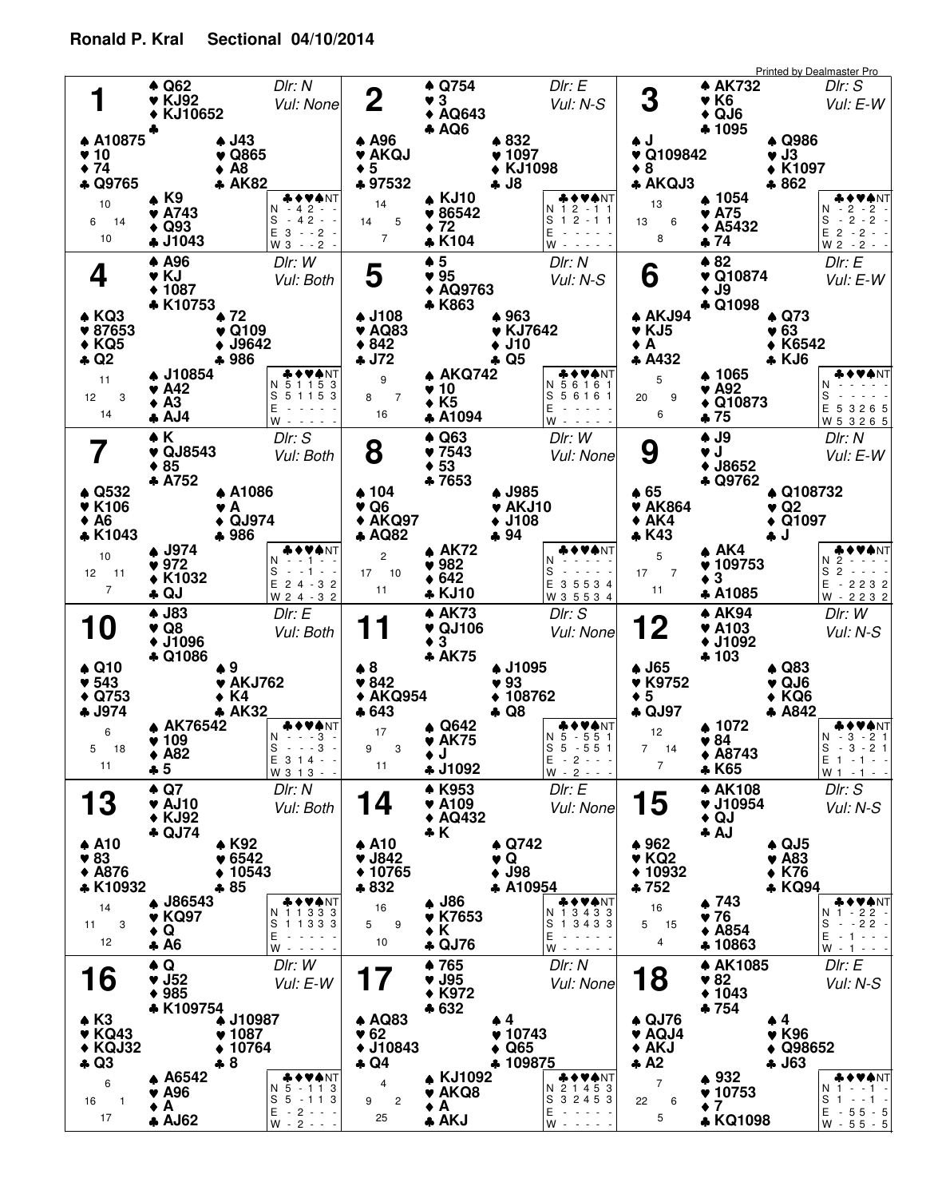# Ronald P. Kral Sectional 04/10/2014

Printed by Dealmaster Pro

## Board 1
Dlr: N — Vul: None

- **North:** ♠ Q62 ♥ KJ92 ♦ KJ10652 ♣ —
- **West:** ♠ A10875 ♥ 10 ♦ 74 ♣ Q9765
- **East:** ♠ J43 ♥ Q865 ♦ A8 ♣ AK82
- **South:** ♠ K9 ♥ A743 ♦ Q93 ♣ J1043

HCP: N 10, W 6, E 14, S 10

| | ♣ | ♦ | ♥ | ♠ | NT |
|---|---|---|---|---|---|
| N | - | 4 | 2 | - | - |
| S | - | 4 | 2 | - | - |
| E | 3 | - | - | 2 | - |
| W | 3 | - | - | 2 | - |

## Board 2
Dlr: E — Vul: N-S

- **North:** ♠ Q754 ♥ 3 ♦ AQ643 ♣ AQ6
- **West:** ♠ A96 ♥ AKQJ ♦ 5 ♣ 97532
- **East:** ♠ 832 ♥ 1097 ♦ KJ1098 ♣ J8
- **South:** ♠ KJ10 ♥ 86542 ♦ 72 ♣ K104

HCP: N 14, W 14, E 5, S 7

| | ♣ | ♦ | ♥ | ♠ | NT |
|---|---|---|---|---|---|
| N | 1 | 2 | - | 1 | 1 |
| S | 1 | 2 | - | 1 | 1 |
| E | - | - | - | - | - |
| W | - | - | - | - | - |

## Board 3
Dlr: S — Vul: E-W

- **North:** ♠ AK732 ♥ K6 ♦ QJ6 ♣ 1095
- **West:** ♠ J ♥ Q109842 ♦ 8 ♣ AKQJ3
- **East:** ♠ Q986 ♥ J3 ♦ K1097 ♣ 862
- **South:** ♠ 1054 ♥ A75 ♦ A5432 ♣ 74

HCP: N 13, W 13, E 6, S 8

| | ♣ | ♦ | ♥ | ♠ | NT |
|---|---|---|---|---|---|
| N | - | 2 | - | 2 | - |
| S | - | 2 | - | 2 | - |
| E | 2 | - | 2 | - | - |
| W | 2 | - | 2 | - | - |

## Board 4
Dlr: W — Vul: Both

- **North:** ♠ A96 ♥ KJ ♦ 1087 ♣ K10753
- **West:** ♠ KQ3 ♥ 87653 ♦ KQ5 ♣ Q2
- **East:** ♠ 72 ♥ Q109 ♦ J9642 ♣ 986
- **South:** ♠ J10854 ♥ A42 ♦ A3 ♣ AJ4

HCP: N 11, W 12, E 3, S 14

| | ♣ | ♦ | ♥ | ♠ | NT |
|---|---|---|---|---|---|
| N | 5 | 1 | 1 | 5 | 3 |
| S | 5 | 1 | 1 | 5 | 3 |
| E | - | - | - | - | - |
| W | - | - | - | - | - |

## Board 5
Dlr: N — Vul: N-S

- **North:** ♠ 5 ♥ 95 ♦ AQ9763 ♣ K863
- **West:** ♠ J108 ♥ AQ83 ♦ 842 ♣ J72
- **East:** ♠ 963 ♥ KJ7642 ♦ J10 ♣ Q5
- **South:** ♠ AKQ742 ♥ 10 ♦ K5 ♣ A1094

HCP: N 9, W 8, E 7, S 16

| | ♣ | ♦ | ♥ | ♠ | NT |
|---|---|---|---|---|---|
| N | 5 | 6 | 1 | 6 | 1 |
| S | 5 | 6 | 1 | 6 | 1 |
| E | - | - | - | - | - |
| W | - | - | - | - | - |

## Board 6
Dlr: E — Vul: E-W

- **North:** ♠ 82 ♥ Q10874 ♦ J9 ♣ Q1098
- **West:** ♠ AKJ94 ♥ KJ5 ♦ A ♣ A432
- **East:** ♠ Q73 ♥ 63 ♦ K6542 ♣ KJ6
- **South:** ♠ 1065 ♥ A92 ♦ Q10873 ♣ 75

HCP: N 5, W 20, E 9, S 6

| | ♣ | ♦ | ♥ | ♠ | NT |
|---|---|---|---|---|---|
| N | - | - | - | - | - |
| S | - | - | - | - | - |
| E | 5 | 3 | 2 | 6 | 5 |
| W | 5 | 3 | 2 | 6 | 5 |

## Board 7
Dlr: S — Vul: Both

- **North:** ♠ K ♥ QJ8543 ♦ 85 ♣ A752
- **West:** ♠ Q532 ♥ K106 ♦ A6 ♣ K1043
- **East:** ♠ A1086 ♥ A ♦ QJ974 ♣ 986
- **South:** ♠ J974 ♥ 972 ♦ K1032 ♣ QJ

HCP: N 10, W 12, E 11, S 7

| | ♣ | ♦ | ♥ | ♠ | NT |
|---|---|---|---|---|---|
| N | - | - | 1 | - | - |
| S | - | - | 1 | - | - |
| E | 2 | 4 | - | 3 | 2 |
| W | 2 | 4 | - | 3 | 2 |

## Board 8
Dlr: W — Vul: None

- **North:** ♠ Q63 ♥ 7543 ♦ 53 ♣ 7653
- **West:** ♠ 104 ♥ Q6 ♦ AKQ97 ♣ AQ82
- **East:** ♠ J985 ♥ AKJ10 ♦ J108 ♣ 94
- **South:** ♠ AK72 ♥ 982 ♦ 642 ♣ KJ10

HCP: N 2, W 17, E 10, S 11

| | ♣ | ♦ | ♥ | ♠ | NT |
|---|---|---|---|---|---|
| N | - | - | - | - | - |
| S | - | - | - | - | - |
| E | 3 | 5 | 5 | 3 | 4 |
| W | 3 | 5 | 5 | 3 | 4 |

## Board 9
Dlr: N — Vul: E-W

- **North:** ♠ J9 ♥ J ♦ J8652 ♣ Q9762
- **West:** ♠ 65 ♥ AK864 ♦ AK4 ♣ K43
- **East:** ♠ Q108732 ♥ Q2 ♦ Q1097 ♣ J
- **South:** ♠ AK4 ♥ 109753 ♦ 3 ♣ A1085

HCP: N 5, W 17, E 7, S 11

| | ♣ | ♦ | ♥ | ♠ | NT |
|---|---|---|---|---|---|
| N | 2 | - | - | - | - |
| S | 2 | - | - | - | - |
| E | - | 2 | 2 | 3 | 2 |
| W | - | 2 | 2 | 3 | 2 |

## Board 10
Dlr: E — Vul: Both

- **North:** ♠ J83 ♥ Q8 ♦ J1096 ♣ Q1086
- **West:** ♠ Q10 ♥ 543 ♦ Q753 ♣ J974
- **East:** ♠ 9 ♥ AKJ762 ♦ K4 ♣ AK32
- **South:** ♠ AK76542 ♥ 109 ♦ A82 ♣ 5

HCP: N 6, W 5, E 18, S 11

| | ♣ | ♦ | ♥ | ♠ | NT |
|---|---|---|---|---|---|
| N | - | - | - | 3 | - |
| S | - | - | - | 3 | - |
| E | 3 | 1 | 4 | - | - |
| W | 3 | 1 | 3 | - | - |

## Board 11
Dlr: S — Vul: None

- **North:** ♠ AK73 ♥ QJ106 ♦ 3 ♣ AK75
- **West:** ♠ 8 ♥ 842 ♦ AKQ954 ♣ 643
- **East:** ♠ J1095 ♥ 93 ♦ 108762 ♣ Q8
- **South:** ♠ Q642 ♥ AK75 ♦ J ♣ J1092

HCP: N 17, W 9, E 3, S 11

| | ♣ | ♦ | ♥ | ♠ | NT |
|---|---|---|---|---|---|
| N | 5 | - | 5 | 5 | 1 |
| S | 5 | - | 5 | 5 | 1 |
| E | - | 2 | - | - | - |
| W | - | 2 | - | - | - |

## Board 12
Dlr: W — Vul: N-S

- **North:** ♠ AK94 ♥ A103 ♦ J1092 ♣ 103
- **West:** ♠ J65 ♥ K9752 ♦ 5 ♣ QJ97
- **East:** ♠ Q83 ♥ QJ6 ♦ KQ6 ♣ A842
- **South:** ♠ 1072 ♥ 84 ♦ A8743 ♣ K65

HCP: N 12, W 7, E 14, S 7

| | ♣ | ♦ | ♥ | ♠ | NT |
|---|---|---|---|---|---|
| N | - | 3 | - | 2 | 1 |
| S | - | 3 | - | 2 | 1 |
| E | 1 | - | 1 | - | - |
| W | 1 | - | 1 | - | - |

## Board 13
Dlr: N — Vul: Both

- **North:** ♠ Q7 ♥ AJ10 ♦ KJ92 ♣ QJ74
- **West:** ♠ A10 ♥ 83 ♦ A876 ♣ K10932
- **East:** ♠ K92 ♥ 6542 ♦ 10543 ♣ 85
- **South:** ♠ J86543 ♥ KQ97 ♦ Q ♣ A6

HCP: N 14, W 11, E 3, S 12

| | ♣ | ♦ | ♥ | ♠ | NT |
|---|---|---|---|---|---|
| N | 1 | 1 | 3 | 3 | 3 |
| S | 1 | 1 | 3 | 3 | 3 |
| E | - | - | - | - | - |
| W | - | - | - | - | - |

## Board 14
Dlr: E — Vul: None

- **North:** ♠ K953 ♥ A109 ♦ AQ432 ♣ K
- **West:** ♠ A10 ♥ J842 ♦ 10765 ♣ 832
- **East:** ♠ Q742 ♥ Q ♦ J98 ♣ A10954
- **South:** ♠ J86 ♥ K7653 ♦ K ♣ QJ76

HCP: N 16, W 5, E 9, S 10

| | ♣ | ♦ | ♥ | ♠ | NT |
|---|---|---|---|---|---|
| N | 1 | 3 | 4 | 3 | 3 |
| S | 1 | 3 | 4 | 3 | 3 |
| E | - | - | - | - | - |
| W | - | - | - | - | - |

## Board 15
Dlr: S — Vul: N-S

- **North:** ♠ AK108 ♥ J10954 ♦ QJ ♣ AJ
- **West:** ♠ 962 ♥ KQ2 ♦ 10932 ♣ 752
- **East:** ♠ QJ5 ♥ A83 ♦ K76 ♣ KQ94
- **South:** ♠ 743 ♥ 76 ♦ A854 ♣ 10863

HCP: N 16, W 5, E 15, S 4

| | ♣ | ♦ | ♥ | ♠ | NT |
|---|---|---|---|---|---|
| N | 1 | - | 2 | 2 | - |
| S | - | - | 2 | 2 | - |
| E | - | 1 | - | - | - |
| W | - | 1 | - | - | - |

## Board 16
Dlr: W — Vul: E-W

- **North:** ♠ Q ♥ J52 ♦ 985 ♣ K109754
- **West:** ♠ K3 ♥ KQ43 ♦ KQJ32 ♣ Q3
- **East:** ♠ J10987 ♥ 1087 ♦ 10764 ♣ 8
- **South:** ♠ A6542 ♥ A96 ♦ A ♣ AJ62

HCP: N 6, W 16, E 1, S 17

| | ♣ | ♦ | ♥ | ♠ | NT |
|---|---|---|---|---|---|
| N | 5 | - | 1 | 1 | 3 |
| S | 5 | - | 1 | 1 | 3 |
| E | - | 2 | - | - | - |
| W | - | 2 | - | - | - |

## Board 17
Dlr: N — Vul: None

- **North:** ♠ 765 ♥ J95 ♦ K972 ♣ 632
- **West:** ♠ AQ83 ♥ 62 ♦ J10843 ♣ Q4
- **East:** ♠ 4 ♥ 10743 ♦ Q65 ♣ 109875
- **South:** ♠ KJ1092 ♥ AKQ8 ♦ A ♣ AKJ

HCP: N 4, W 9, E 2, S 25

| | ♣ | ♦ | ♥ | ♠ | NT |
|---|---|---|---|---|---|
| N | 2 | 1 | 4 | 5 | 3 |
| S | 3 | 2 | 4 | 5 | 3 |
| E | - | - | - | - | - |
| W | - | - | - | - | - |

## Board 18
Dlr: E — Vul: N-S

- **North:** ♠ AK1085 ♥ 82 ♦ 1043 ♣ 754
- **West:** ♠ QJ76 ♥ AQJ4 ♦ AKJ ♣ A2
- **East:** ♠ 4 ♥ K96 ♦ Q98652 ♣ J63
- **South:** ♠ 932 ♥ 10753 ♦ 7 ♣ KQ1098

HCP: N 7, W 22, E 6, S 5

| | ♣ | ♦ | ♥ | ♠ | NT |
|---|---|---|---|---|---|
| N | 1 | - | - | 1 | - |
| S | 1 | - | - | 1 | - |
| E | - | 5 | 5 | - | 5 |
| W | - | 5 | 5 | - | 5 |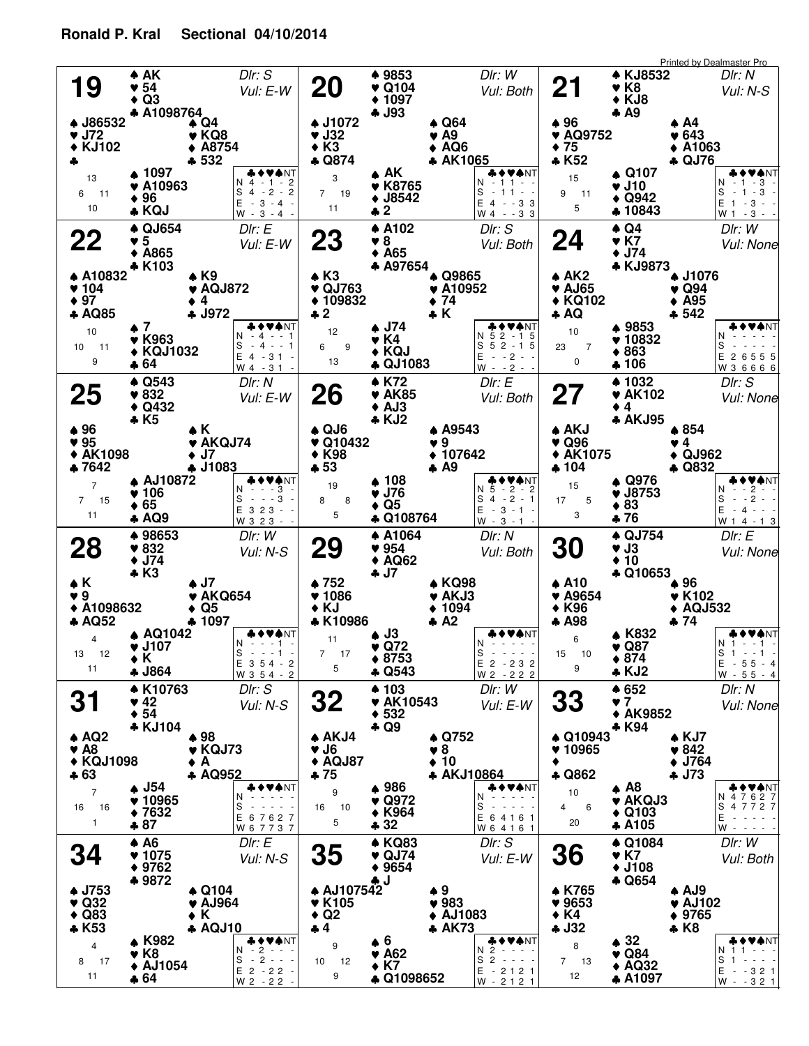# Ronald P. Kral Sectional 04/10/2014

Printed by Dealmaster Pro

## Board 19

Dlr: S · Vul: E-W

| Hand | ♠ | ♥ | ♦ | ♣ |
|---|---|---|---|---|
| North | AK | 54 | Q3 | A1098764 |
| West | J86532 | J72 | KJ102 | — |
| East | Q4 | KQ8 | A8754 | 532 |
| South | 1097 | A10963 | 96 | KQJ |

HCP: N 13, W 6, E 11, S 10

| | ♣ | ♦ | ♥ | ♠ | NT |
|---|---|---|---|---|---|
| N | 4 | - | 1 | - | 2 |
| S | 4 | - | 2 | - | 2 |
| E | - | 3 | - | 4 | - |
| W | - | 3 | - | 4 | - |

## Board 20

Dlr: W · Vul: Both

| Hand | ♠ | ♥ | ♦ | ♣ |
|---|---|---|---|---|
| North | 9853 | Q104 | 1097 | J93 |
| West | J1072 | J32 | K3 | Q874 |
| East | Q64 | A9 | AQ6 | AK1065 |
| South | AK | K8765 | J8542 | 2 |

HCP: N 3, W 7, E 19, S 11

| | ♣ | ♦ | ♥ | ♠ | NT |
|---|---|---|---|---|---|
| N | - | 1 | 1 | - | - |
| S | - | 1 | 1 | - | - |
| E | 4 | - | - | 3 | 3 |
| W | 4 | - | - | 3 | 3 |

## Board 21

Dlr: N · Vul: N-S

| Hand | ♠ | ♥ | ♦ | ♣ |
|---|---|---|---|---|
| North | KJ8532 | K8 | KJ8 | A9 |
| West | 96 | AQ9752 | 75 | K52 |
| East | A4 | 643 | A1063 | QJ76 |
| South | Q107 | J10 | Q942 | 10843 |

HCP: N 15, W 9, E 11, S 5

| | ♣ | ♦ | ♥ | ♠ | NT |
|---|---|---|---|---|---|
| N | - | 1 | - | 3 | - |
| S | - | 1 | - | 3 | - |
| E | 1 | - | 3 | - | - |
| W | 1 | - | 3 | - | - |

## Board 22

Dlr: E · Vul: E-W

| Hand | ♠ | ♥ | ♦ | ♣ |
|---|---|---|---|---|
| North | QJ654 | 5 | A865 | K103 |
| West | A10832 | 104 | 97 | AQ85 |
| East | K9 | AQJ872 | 4 | J972 |
| South | 7 | K963 | KQJ1032 | 64 |

HCP: N 10, W 10, E 11, S 9

| | ♣ | ♦ | ♥ | ♠ | NT |
|---|---|---|---|---|---|
| N | - | 4 | - | - | 1 |
| S | - | 4 | - | - | 1 |
| E | 4 | - | 3 | 1 | - |
| W | 4 | - | 3 | 1 | - |

## Board 23

Dlr: S · Vul: Both

| Hand | ♠ | ♥ | ♦ | ♣ |
|---|---|---|---|---|
| North | A102 | 8 | A65 | A97654 |
| West | K3 | QJ763 | 109832 | 2 |
| East | Q9865 | A10952 | 74 | K |
| South | J74 | K4 | KQJ | QJ1083 |

HCP: N 12, W 6, E 9, S 13

| | ♣ | ♦ | ♥ | ♠ | NT |
|---|---|---|---|---|---|
| N | 5 | 2 | - | 1 | 5 |
| S | 5 | 2 | - | 1 | 5 |
| E | - | - | 2 | - | - |
| W | - | - | 2 | - | - |

## Board 24

Dlr: W · Vul: None

| Hand | ♠ | ♥ | ♦ | ♣ |
|---|---|---|---|---|
| North | Q4 | K7 | J74 | KJ9873 |
| West | AK2 | AJ65 | KQ102 | AQ |
| East | J1076 | Q94 | A95 | 542 |
| South | 9853 | 10832 | 863 | 106 |

HCP: N 10, W 23, E 7, S 0

| | ♣ | ♦ | ♥ | ♠ | NT |
|---|---|---|---|---|---|
| N | - | - | - | - | - |
| S | - | - | - | - | - |
| E | 2 | 6 | 5 | 5 | 5 |
| W | 3 | 6 | 6 | 6 | 6 |

## Board 25

Dlr: N · Vul: E-W

| Hand | ♠ | ♥ | ♦ | ♣ |
|---|---|---|---|---|
| North | Q543 | 832 | Q432 | K5 |
| West | 96 | 95 | AK1098 | 7642 |
| East | K | AKQJ74 | J7 | J1083 |
| South | AJ10872 | 106 | 65 | AQ9 |

HCP: N 7, W 7, E 15, S 11

| | ♣ | ♦ | ♥ | ♠ | NT |
|---|---|---|---|---|---|
| N | - | - | - | 3 | - |
| S | - | - | - | 3 | - |
| E | 3 | 2 | 3 | - | - |
| W | 3 | 2 | 3 | - | - |

## Board 26

Dlr: E · Vul: Both

| Hand | ♠ | ♥ | ♦ | ♣ |
|---|---|---|---|---|
| North | K72 | AK85 | AJ3 | KJ2 |
| West | QJ6 | Q10432 | K98 | 53 |
| East | A9543 | 9 | 107642 | A9 |
| South | 108 | J76 | Q5 | Q108764 |

HCP: N 19, W 8, E 8, S 5

| | ♣ | ♦ | ♥ | ♠ | NT |
|---|---|---|---|---|---|
| N | 5 | - | 2 | - | 2 |
| S | 4 | - | 2 | - | 1 |
| E | - | 3 | - | 1 | - |
| W | - | 3 | - | 1 | - |

## Board 27

Dlr: S · Vul: None

| Hand | ♠ | ♥ | ♦ | ♣ |
|---|---|---|---|---|
| North | 1032 | AK102 | 4 | AKJ95 |
| West | AKJ | Q96 | AK1075 | 104 |
| East | 854 | 4 | QJ962 | Q832 |
| South | Q976 | J8753 | 83 | 76 |

HCP: N 15, W 17, E 5, S 3

| | ♣ | ♦ | ♥ | ♠ | NT |
|---|---|---|---|---|---|
| N | - | - | 2 | - | - |
| S | - | - | 2 | - | - |
| E | - | 4 | - | - | - |
| W | 1 | 4 | - | 1 | 3 |

## Board 28

Dlr: W · Vul: N-S

| Hand | ♠ | ♥ | ♦ | ♣ |
|---|---|---|---|---|
| North | 98653 | 832 | J74 | K3 |
| West | K | 9 | A1098632 | AQ52 |
| East | J7 | AKQ654 | Q5 | 1097 |
| South | AQ1042 | J107 | K | J864 |

HCP: N 4, W 13, E 12, S 11

| | ♣ | ♦ | ♥ | ♠ | NT |
|---|---|---|---|---|---|
| N | - | - | - | 1 | - |
| S | - | - | - | 1 | - |
| E | 3 | 5 | 4 | - | 2 |
| W | 3 | 5 | 4 | - | 2 |

## Board 29

Dlr: N · Vul: Both

| Hand | ♠ | ♥ | ♦ | ♣ |
|---|---|---|---|---|
| North | A1064 | 954 | AQ62 | J7 |
| West | 752 | 1086 | KJ | K10986 |
| East | KQ98 | AKJ3 | 1094 | A2 |
| South | J3 | Q72 | 8753 | Q543 |

HCP: N 11, W 7, E 17, S 5

| | ♣ | ♦ | ♥ | ♠ | NT |
|---|---|---|---|---|---|
| N | - | - | - | - | - |
| S | - | - | - | - | - |
| E | 2 | - | 2 | 3 | 2 |
| W | 2 | - | 2 | 2 | 2 |

## Board 30

Dlr: E · Vul: None

| Hand | ♠ | ♥ | ♦ | ♣ |
|---|---|---|---|---|
| North | QJ754 | J3 | 10 | Q10653 |
| West | A10 | A9654 | K96 | A98 |
| East | 96 | K102 | AQJ532 | 74 |
| South | K832 | Q87 | 874 | KJ2 |

HCP: N 6, W 15, E 10, S 9

| | ♣ | ♦ | ♥ | ♠ | NT |
|---|---|---|---|---|---|
| N | 1 | - | - | 1 | - |
| S | 1 | - | - | 1 | - |
| E | - | 5 | 5 | - | 4 |
| W | - | 5 | 5 | - | 4 |

## Board 31

Dlr: S · Vul: N-S

| Hand | ♠ | ♥ | ♦ | ♣ |
|---|---|---|---|---|
| North | K10763 | 42 | 54 | KJ104 |
| West | AQ2 | A8 | KQJ1098 | 63 |
| East | 98 | KQJ73 | A | AQ952 |
| South | J54 | 10965 | 7632 | 87 |

HCP: N 7, W 16, E 16, S 1

| | ♣ | ♦ | ♥ | ♠ | NT |
|---|---|---|---|---|---|
| N | - | - | - | - | - |
| S | - | - | - | - | - |
| E | 6 | 7 | 6 | 2 | 7 |
| W | 6 | 7 | 7 | 3 | 7 |

## Board 32

Dlr: W · Vul: E-W

| Hand | ♠ | ♥ | ♦ | ♣ |
|---|---|---|---|---|
| North | 103 | AK10543 | 532 | Q9 |
| West | AKJ4 | J6 | AQJ87 | 75 |
| East | Q752 | 8 | 10 | AKJ10864 |
| South | 986 | Q972 | K964 | 32 |

HCP: N 9, W 16, E 10, S 5

| | ♣ | ♦ | ♥ | ♠ | NT |
|---|---|---|---|---|---|
| N | - | - | - | - | - |
| S | - | - | - | - | - |
| E | 6 | 4 | 1 | 6 | 1 |
| W | 6 | 4 | 1 | 6 | 1 |

## Board 33

Dlr: N · Vul: None

| Hand | ♠ | ♥ | ♦ | ♣ |
|---|---|---|---|---|
| North | 652 | 7 | AK9852 | K94 |
| West | Q10943 | 10965 | — | Q862 |
| East | KJ7 | 842 | J764 | J73 |
| South | A8 | AKQJ3 | Q103 | A105 |

HCP: N 10, W 4, E 6, S 20

| | ♣ | ♦ | ♥ | ♠ | NT |
|---|---|---|---|---|---|
| N | 4 | 7 | 6 | 2 | 7 |
| S | 4 | 7 | 7 | 2 | 7 |
| E | - | - | - | - | - |
| W | - | - | - | - | - |

## Board 34

Dlr: E · Vul: N-S

| Hand | ♠ | ♥ | ♦ | ♣ |
|---|---|---|---|---|
| North | A6 | 1075 | 9762 | 9872 |
| West | J753 | Q32 | Q83 | K53 |
| East | Q104 | AJ964 | K | AQJ10 |
| South | K982 | K8 | AJ1054 | 64 |

HCP: N 4, W 8, E 17, S 11

| | ♣ | ♦ | ♥ | ♠ | NT |
|---|---|---|---|---|---|
| N | - | 2 | - | - | - |
| S | - | 2 | - | - | - |
| E | 2 | - | 2 | 2 | - |
| W | 2 | - | 2 | 2 | - |

## Board 35

Dlr: S · Vul: E-W

| Hand | ♠ | ♥ | ♦ | ♣ |
|---|---|---|---|---|
| North | KQ83 | QJ74 | 9654 | J |
| West | AJ107542 | K105 | Q2 | 4 |
| East | 9 | 983 | AJ1083 | AK73 |
| South | 6 | A62 | K7 | Q1098652 |

HCP: N 9, W 10, E 12, S 9

| | ♣ | ♦ | ♥ | ♠ | NT |
|---|---|---|---|---|---|
| N | 2 | - | - | - | - |
| S | 2 | - | - | - | - |
| E | - | 2 | 1 | 2 | 1 |
| W | - | 2 | 1 | 2 | 1 |

## Board 36

Dlr: W · Vul: Both

| Hand | ♠ | ♥ | ♦ | ♣ |
|---|---|---|---|---|
| North | Q1084 | K7 | J108 | Q654 |
| West | K765 | 9653 | K4 | J32 |
| East | AJ9 | AJ102 | 9765 | K8 |
| South | 32 | Q84 | AQ32 | A1097 |

HCP: N 8, W 7, E 13, S 12

| | ♣ | ♦ | ♥ | ♠ | NT |
|---|---|---|---|---|---|
| N | 1 | 1 | - | - | - |
| S | 1 | 1 | - | - | - |
| E | - | - | 3 | 2 | 1 |
| W | - | - | 3 | 2 | 1 |